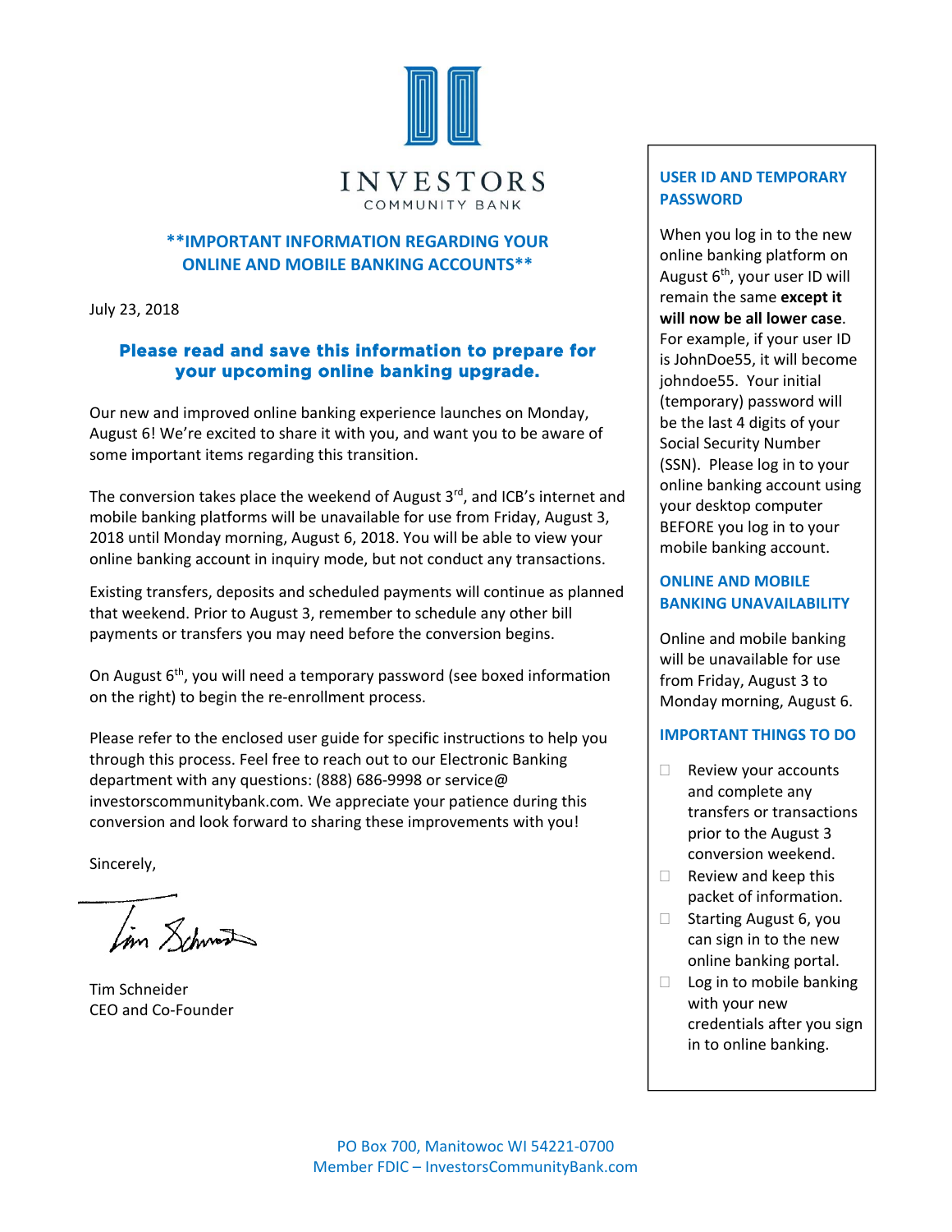# INVESTORS

COMMUNITY BANK

## **IMPORTANT INFORMATION REGARDING YOUR ONLINE AND MOBILE BANKING ACCOUNTS**

July 23, 2018

### Please read and save this information to prepare for your upcoming online banking upgrade.

Our new and improved online banking experience launches on Monday, August 6! We're excited to share it with you, and want you to be aware of some important items regarding this transition.

The conversion takes place the weekend of August 3rd, and ICB's internet and mobile banking platforms will be unavailable for use from Friday, August 3, 2018 until Monday morning, August 6, 2018. You will be able to view your online banking account in inquiry mode, but not conduct any transactions.

Existing transfers, deposits and scheduled payments will continue as planned that weekend. Prior to August 3, remember to schedule any other bill payments or transfers you may need before the conversion begins.

On August 6th, you will need a temporary password (see boxed information on the right) to begin the re-enrollment process.

Please refer to the enclosed user guide for specific instructions to help you through this process. Feel free to reach out to our Electronic Banking department with any questions: (888) 686-9998 or service@ investorscommunitybank.com. We appreciate your patience during this conversion and look forward to sharing these improvements with you!

Sincerely,

Tim Schneider
CEO and Co-Founder

### USER ID AND TEMPORARY PASSWORD

When you log in to the new online banking platform on August 6th, your user ID will remain the same **except it will now be all lower case**. For example, if your user ID is JohnDoe55, it will become johndoe55. Your initial (temporary) password will be the last 4 digits of your Social Security Number (SSN). Please log in to your online banking account using your desktop computer BEFORE you log in to your mobile banking account.

### ONLINE AND MOBILE BANKING UNAVAILABILITY

Online and mobile banking will be unavailable for use from Friday, August 3 to Monday morning, August 6.

### IMPORTANT THINGS TO DO

- [ ] Review your accounts and complete any transfers or transactions prior to the August 3 conversion weekend.
- [ ] Review and keep this packet of information.
- [ ] Starting August 6, you can sign in to the new online banking portal.
- [ ] Log in to mobile banking with your new credentials after you sign in to online banking.

PO Box 700, Manitowoc WI 54221-0700
Member FDIC – InvestorsCommunityBank.com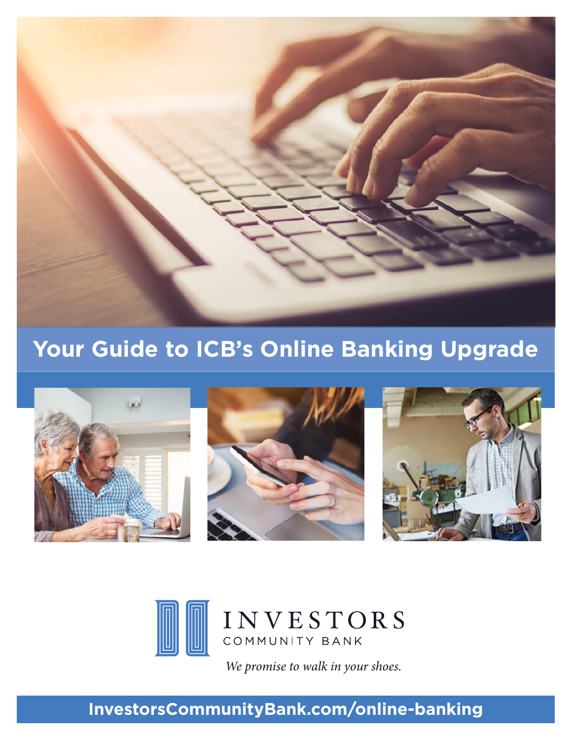# Your Guide to ICB's Online Banking Upgrade

INVESTORS
COMMUNITY BANK

*We promise to walk in your shoes.*

**InvestorsCommunityBank.com/online-banking**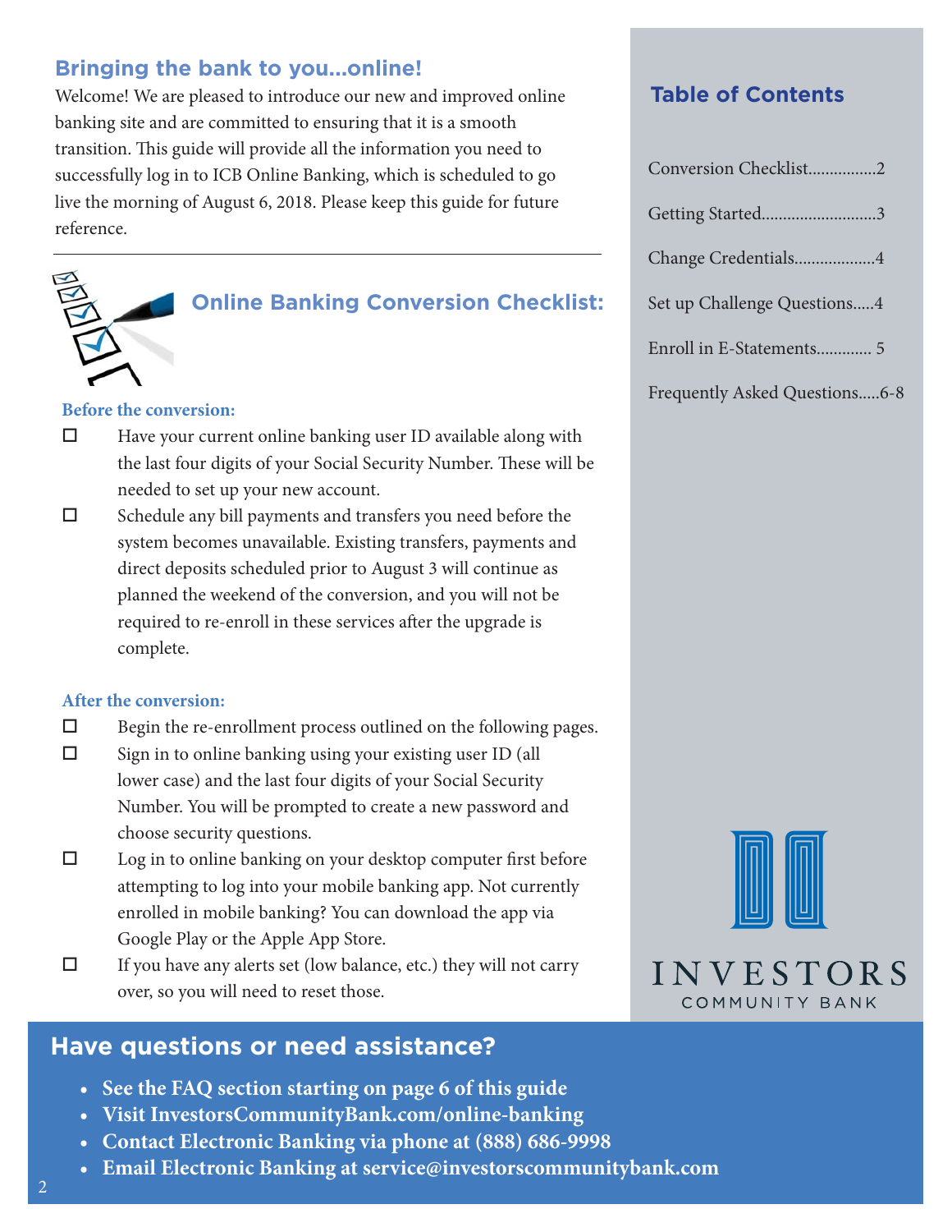## Bringing the bank to you...online!

Welcome! We are pleased to introduce our new and improved online banking site and are committed to ensuring that it is a smooth transition. This guide will provide all the information you need to successfully log in to ICB Online Banking, which is scheduled to go live the morning of August 6, 2018. Please keep this guide for future reference.

---

## Online Banking Conversion Checklist:

**Before the conversion:**

- ☐ Have your current online banking user ID available along with the last four digits of your Social Security Number. These will be needed to set up your new account.
- ☐ Schedule any bill payments and transfers you need before the system becomes unavailable. Existing transfers, payments and direct deposits scheduled prior to August 3 will continue as planned the weekend of the conversion, and you will not be required to re-enroll in these services after the upgrade is complete.

**After the conversion:**

- ☐ Begin the re-enrollment process outlined on the following pages.
- ☐ Sign in to online banking using your existing user ID (all lower case) and the last four digits of your Social Security Number. You will be prompted to create a new password and choose security questions.
- ☐ Log in to online banking on your desktop computer first before attempting to log into your mobile banking app. Not currently enrolled in mobile banking? You can download the app via Google Play or the Apple App Store.
- ☐ If you have any alerts set (low balance, etc.) they will not carry over, so you will need to reset those.

## Table of Contents

Conversion Checklist................2

Getting Started..........................3

Change Credentials...................4

Set up Challenge Questions.....4

Enroll in E-Statements............. 5

Frequently Asked Questions.....6-8

INVESTORS
COMMUNITY BANK

## Have questions or need assistance?

- **See the FAQ section starting on page 6 of this guide**
- **Visit InvestorsCommunityBank.com/online-banking**
- **Contact Electronic Banking via phone at (888) 686-9998**
- **Email Electronic Banking at service@investorscommunitybank.com**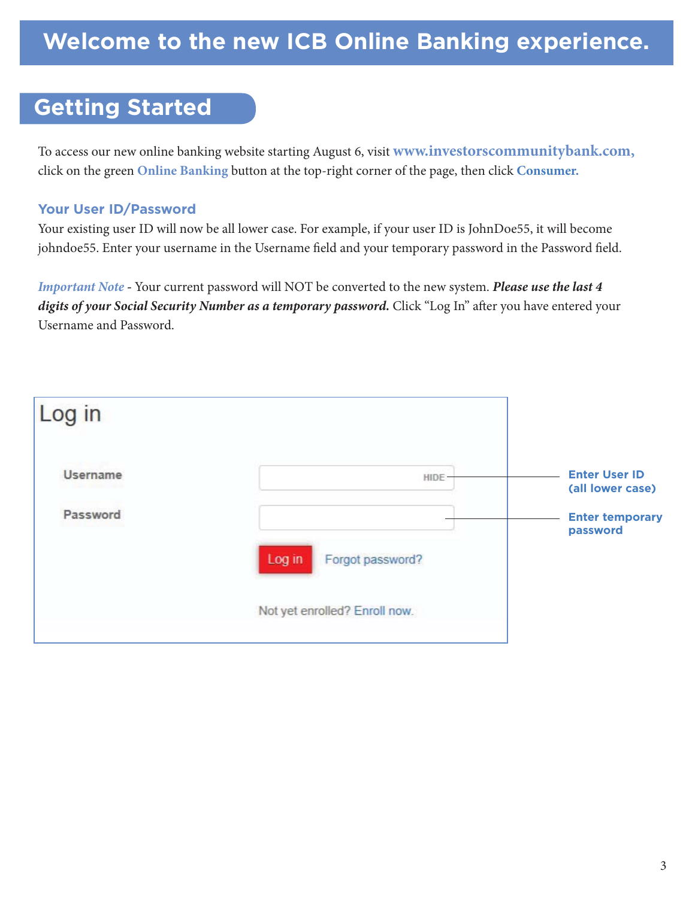# Welcome to the new ICB Online Banking experience.

## Getting Started

To access our new online banking website starting August 6, visit **www.investorscommunitybank.com,** click on the green **Online Banking** button at the top-right corner of the page, then click **Consumer.**

### Your User ID/Password

Your existing user ID will now be all lower case. For example, if your user ID is JohnDoe55, it will become johndoe55. Enter your username in the Username field and your temporary password in the Password field.

*Important Note* - Your current password will NOT be converted to the new system. ***Please use the last 4 digits of your Social Security Number as a temporary password.*** Click "Log In" after you have entered your Username and Password.

Log in

Username — HIDE — **Enter User ID (all lower case)**

Password — **Enter temporary password**

Log in    Forgot password?

Not yet enrolled? Enroll now.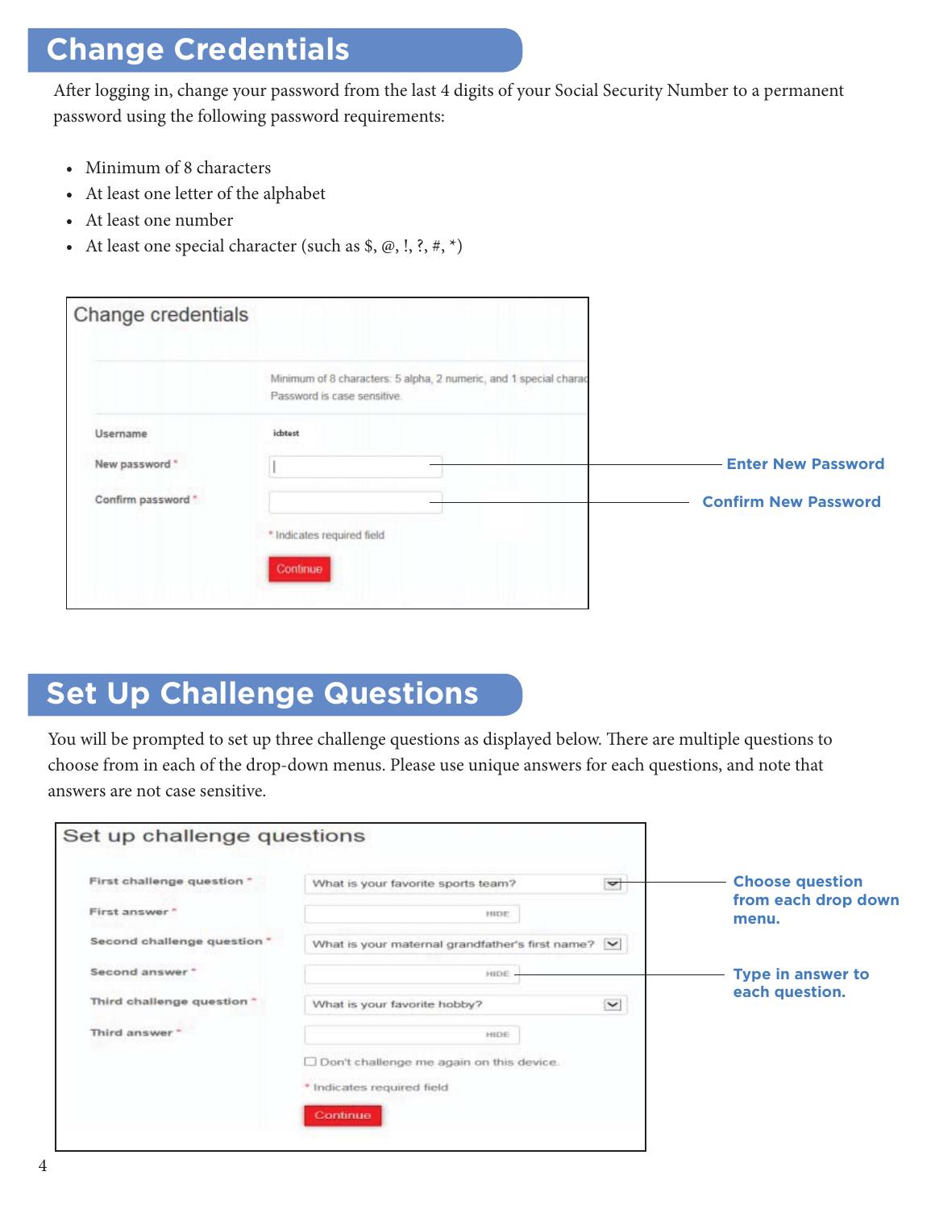## Change Credentials

After logging in, change your password from the last 4 digits of your Social Security Number to a permanent password using the following password requirements:

- Minimum of 8 characters
- At least one letter of the alphabet
- At least one number
- At least one special character (such as $, @, !, ?, #, *)

Change credentials

Minimum of 8 characters: 5 alpha, 2 numeric, and 1 special charac
Password is case sensitive.

Username idbtest

New password * — **Enter New Password**

Confirm password * — **Confirm New Password**

* Indicates required field

Continue

## Set Up Challenge Questions

You will be prompted to set up three challenge questions as displayed below. There are multiple questions to choose from in each of the drop-down menus. Please use unique answers for each questions, and note that answers are not case sensitive.

Set up challenge questions

First challenge question * What is your favorite sports team? — **Choose question from each drop down menu.**

First answer * HIDE

Second challenge question * What is your maternal grandfather's first name?

Second answer * HIDE — **Type in answer to each question.**

Third challenge question * What is your favorite hobby?

Third answer * HIDE

☐ Don't challenge me again on this device.

* Indicates required field

Continue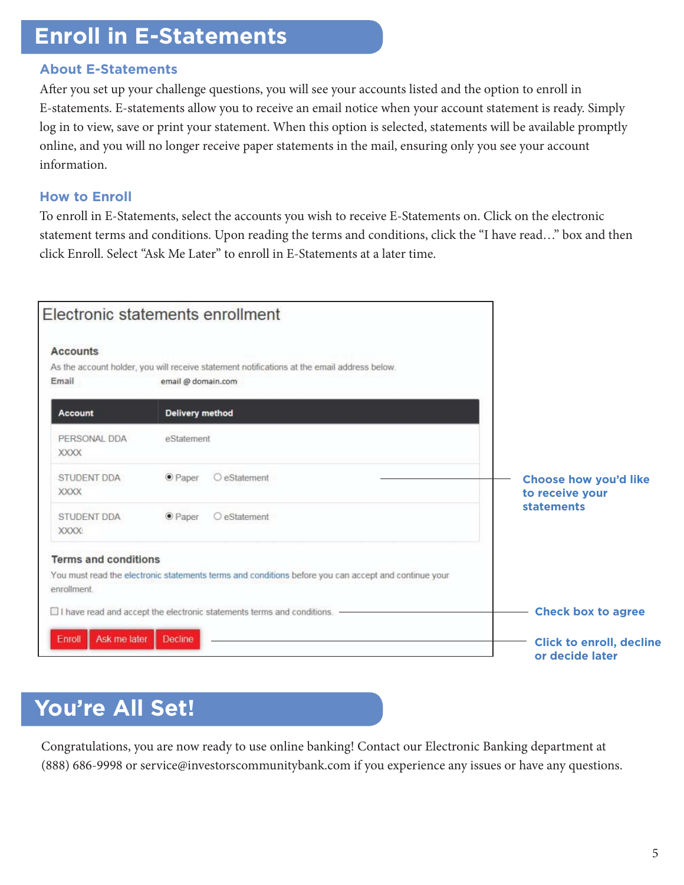# Enroll in E-Statements

## About E-Statements

After you set up your challenge questions, you will see your accounts listed and the option to enroll in E-statements. E-statements allow you to receive an email notice when your account statement is ready. Simply log in to view, save or print your statement. When this option is selected, statements will be available promptly online, and you will no longer receive paper statements in the mail, ensuring only you see your account information.

## How to Enroll

To enroll in E-Statements, select the accounts you wish to receive E-Statements on. Click on the electronic statement terms and conditions. Upon reading the terms and conditions, click the "I have read…" box and then click Enroll. Select "Ask Me Later" to enroll in E-Statements at a later time.

### Electronic statements enrollment

**Accounts**

As the account holder, you will receive statement notifications at the email address below.

**Email** email@domain.com

| Account | Delivery method |
|---|---|
| PERSONAL DDA XXXX | eStatement |
| STUDENT DDA XXXX | ◉ Paper ○ eStatement |
| STUDENT DDA XXXX | ◉ Paper ○ eStatement |

Choose how you'd like to receive your statements

**Terms and conditions**

You must read the electronic statements terms and conditions before you can accept and continue your enrollment.

☐ I have read and accept the electronic statements terms and conditions.

Check box to agree

Enroll | Ask me later | Decline

Click to enroll, decline or decide later

# You're All Set!

Congratulations, you are now ready to use online banking! Contact our Electronic Banking department at (888) 686-9998 or service@investorscommunitybank.com if you experience any issues or have any questions.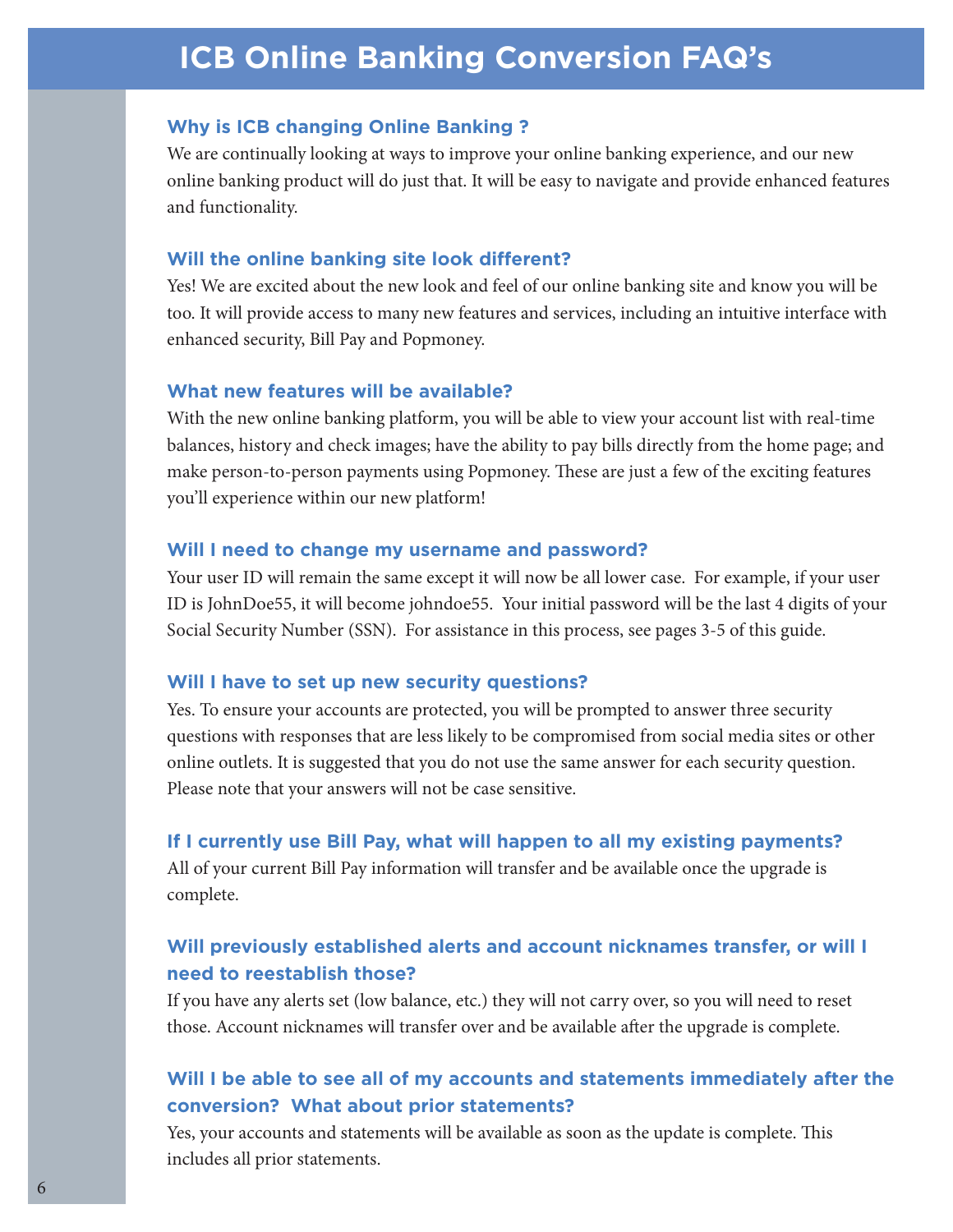# ICB Online Banking Conversion FAQ's

### Why is ICB changing Online Banking ?

We are continually looking at ways to improve your online banking experience, and our new online banking product will do just that. It will be easy to navigate and provide enhanced features and functionality.

### Will the online banking site look different?

Yes! We are excited about the new look and feel of our online banking site and know you will be too. It will provide access to many new features and services, including an intuitive interface with enhanced security, Bill Pay and Popmoney.

### What new features will be available?

With the new online banking platform, you will be able to view your account list with real-time balances, history and check images; have the ability to pay bills directly from the home page; and make person-to-person payments using Popmoney. These are just a few of the exciting features you'll experience within our new platform!

### Will I need to change my username and password?

Your user ID will remain the same except it will now be all lower case. For example, if your user ID is JohnDoe55, it will become johndoe55. Your initial password will be the last 4 digits of your Social Security Number (SSN). For assistance in this process, see pages 3-5 of this guide.

### Will I have to set up new security questions?

Yes. To ensure your accounts are protected, you will be prompted to answer three security questions with responses that are less likely to be compromised from social media sites or other online outlets. It is suggested that you do not use the same answer for each security question. Please note that your answers will not be case sensitive.

### If I currently use Bill Pay, what will happen to all my existing payments?

All of your current Bill Pay information will transfer and be available once the upgrade is complete.

### Will previously established alerts and account nicknames transfer, or will I need to reestablish those?

If you have any alerts set (low balance, etc.) they will not carry over, so you will need to reset those. Account nicknames will transfer over and be available after the upgrade is complete.

### Will I be able to see all of my accounts and statements immediately after the conversion? What about prior statements?

Yes, your accounts and statements will be available as soon as the update is complete. This includes all prior statements.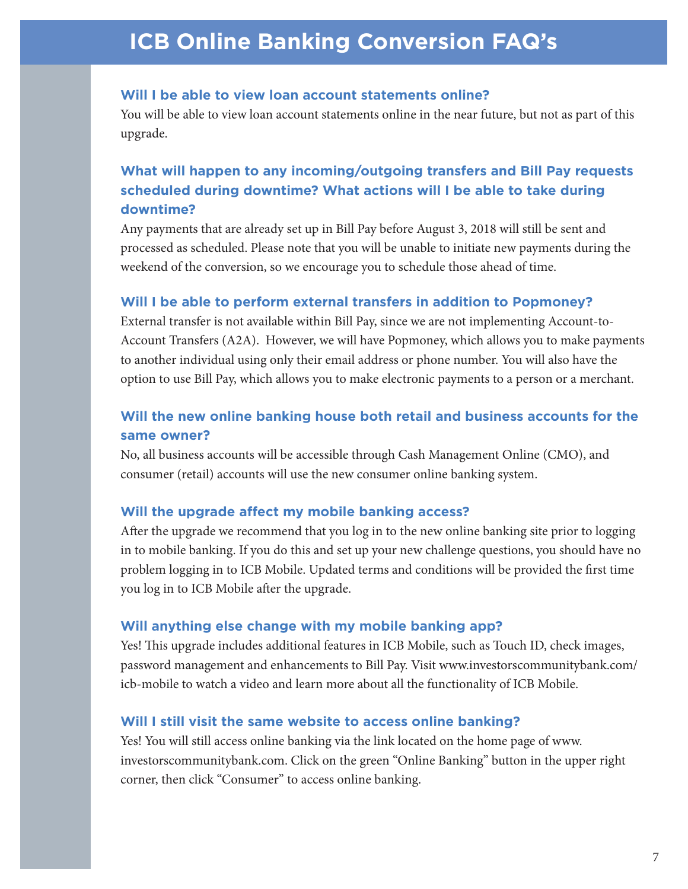# ICB Online Banking Conversion FAQ's

### Will I be able to view loan account statements online?

You will be able to view loan account statements online in the near future, but not as part of this upgrade.

### What will happen to any incoming/outgoing transfers and Bill Pay requests scheduled during downtime? What actions will I be able to take during downtime?

Any payments that are already set up in Bill Pay before August 3, 2018 will still be sent and processed as scheduled. Please note that you will be unable to initiate new payments during the weekend of the conversion, so we encourage you to schedule those ahead of time.

### Will I be able to perform external transfers in addition to Popmoney?

External transfer is not available within Bill Pay, since we are not implementing Account-to-Account Transfers (A2A). However, we will have Popmoney, which allows you to make payments to another individual using only their email address or phone number. You will also have the option to use Bill Pay, which allows you to make electronic payments to a person or a merchant.

### Will the new online banking house both retail and business accounts for the same owner?

No, all business accounts will be accessible through Cash Management Online (CMO), and consumer (retail) accounts will use the new consumer online banking system.

### Will the upgrade affect my mobile banking access?

After the upgrade we recommend that you log in to the new online banking site prior to logging in to mobile banking. If you do this and set up your new challenge questions, you should have no problem logging in to ICB Mobile. Updated terms and conditions will be provided the first time you log in to ICB Mobile after the upgrade.

### Will anything else change with my mobile banking app?

Yes! This upgrade includes additional features in ICB Mobile, such as Touch ID, check images, password management and enhancements to Bill Pay. Visit www.investorscommunitybank.com/icb-mobile to watch a video and learn more about all the functionality of ICB Mobile.

### Will I still visit the same website to access online banking?

Yes! You will still access online banking via the link located on the home page of www.investorscommunitybank.com. Click on the green "Online Banking" button in the upper right corner, then click "Consumer" to access online banking.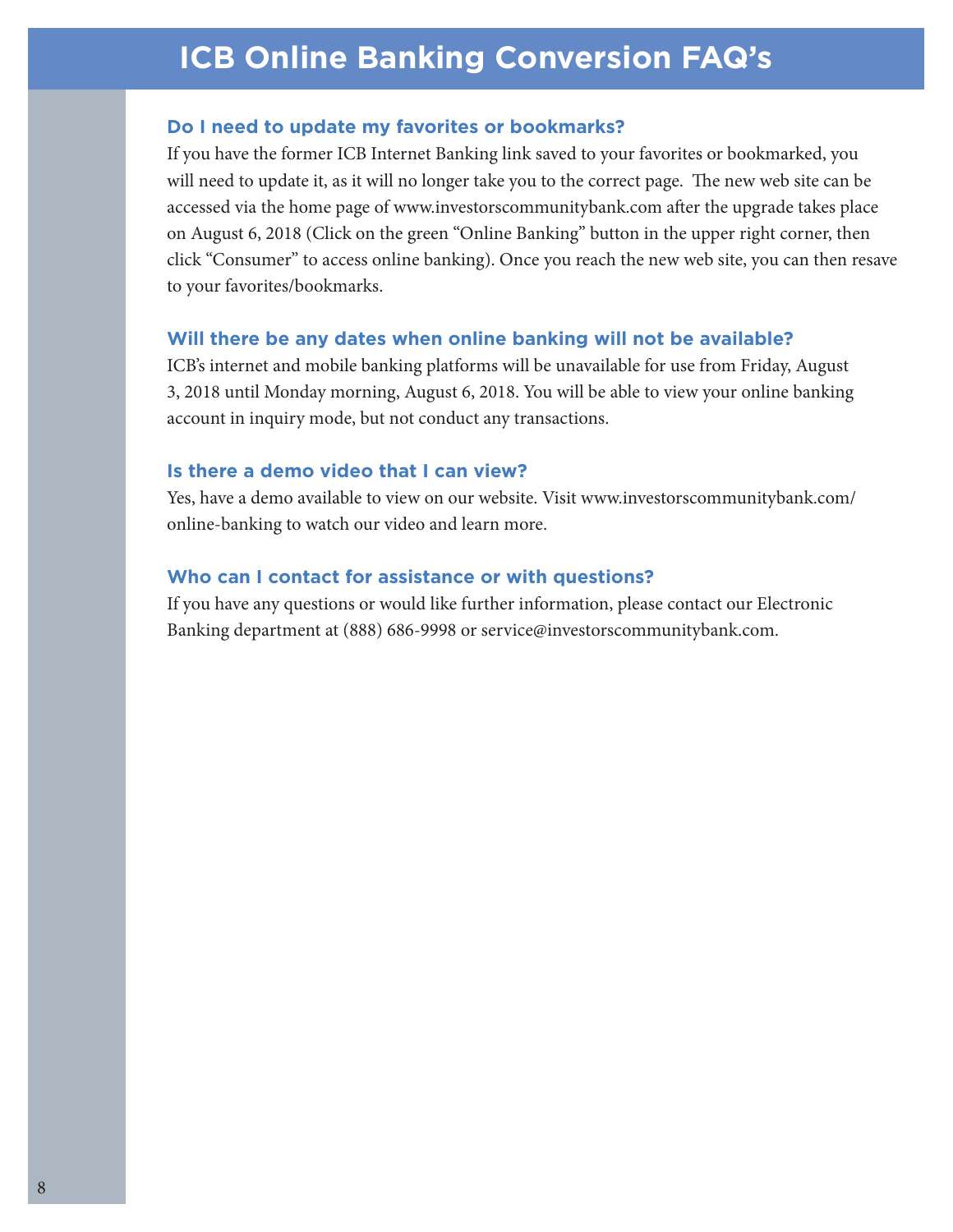# ICB Online Banking Conversion FAQ's

### Do I need to update my favorites or bookmarks?

If you have the former ICB Internet Banking link saved to your favorites or bookmarked, you will need to update it, as it will no longer take you to the correct page. The new web site can be accessed via the home page of www.investorscommunitybank.com after the upgrade takes place on August 6, 2018 (Click on the green "Online Banking" button in the upper right corner, then click "Consumer" to access online banking). Once you reach the new web site, you can then resave to your favorites/bookmarks.

### Will there be any dates when online banking will not be available?

ICB's internet and mobile banking platforms will be unavailable for use from Friday, August 3, 2018 until Monday morning, August 6, 2018. You will be able to view your online banking account in inquiry mode, but not conduct any transactions.

### Is there a demo video that I can view?

Yes, have a demo available to view on our website. Visit www.investorscommunitybank.com/online-banking to watch our video and learn more.

### Who can I contact for assistance or with questions?

If you have any questions or would like further information, please contact our Electronic Banking department at (888) 686-9998 or service@investorscommunitybank.com.